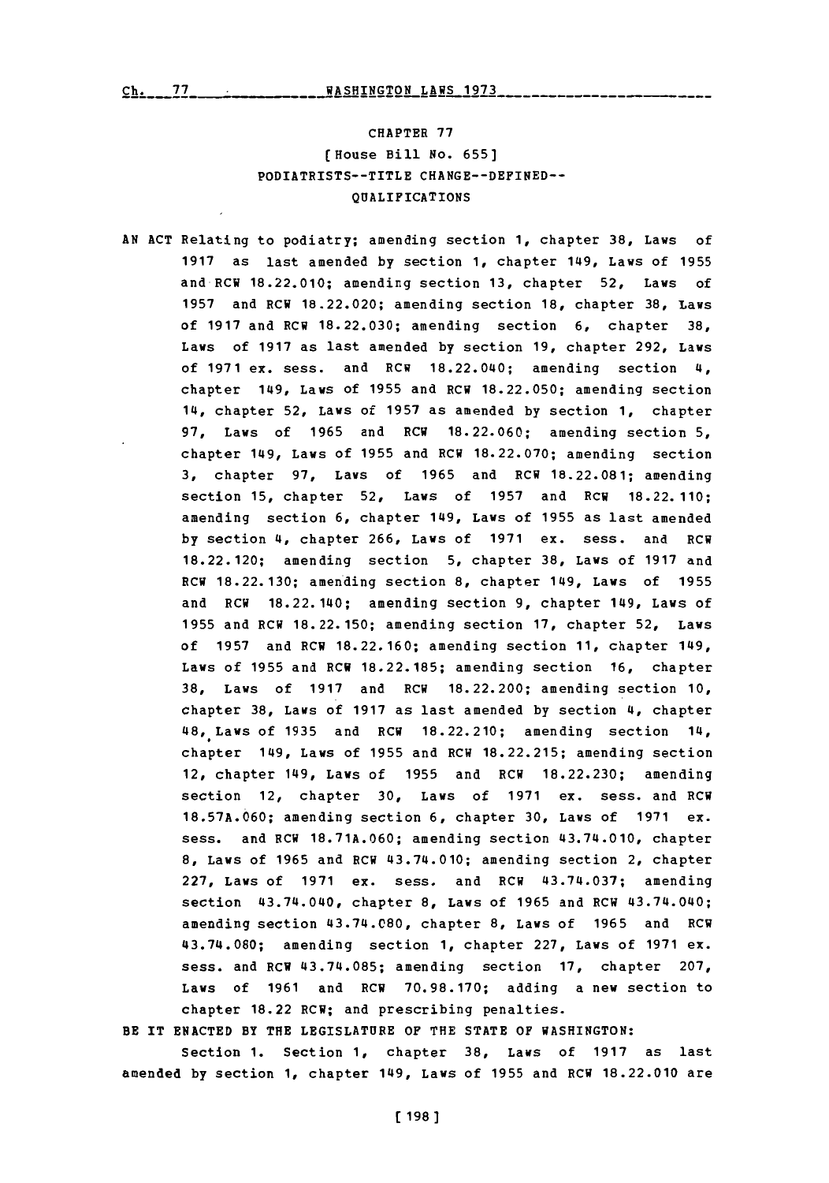# CHAPTER 77

## [House Bill No. 655]

## PODIATRISTS--TITLE CHANGE--DEFINED--QUALIFICATIONS

AN ACT Relating to podiatry; amending section 1, chapter 38, Laws of 1917 as last amended by section 1, chapter 149, Laws of 1955 and RCW 18.22.010; amending section 13, chapter 52, Laws of 1957 and RCW 18.22.020; amending section 18, chapter 38, Laws of 1917 and RCW 18.22.030; amending section 6, chapter 38, Laws of 1917 as last amended by section 19, chapter 292, Laws of 1971 ex. sess. and RCW 18.22.040; amending section 4, chapter 149, Laws of 1955 and RCW 18.22.050; amending section 14, chapter 52, Laws of 1957 as amended by section 1, chapter 97, Laws of 1965 and RCW 18.22.060; amending section 5, chapter 149, Laws of 1955 and RCW 18.22.070; amending section 3, chapter 97, Laws of 1965 and RCW 18.22.081; amending section 15, chapter 52, Laws of 1957 and RCW 18.22.110; amending section 6, chapter 149, Laws of 1955 as last amended by section 4, chapter 266, Laws of 1971 ex. sess. and RCW 18.22.120; amending section 5, chapter 38, Laws of 1917 and RCW 18.22.130; amending section 8, chapter 149, Laws of 1955 and RCW 18.22.140; amending section 9, chapter 149, Laws of 1955 and RCW 18.22.150; amending section 17, chapter 52, Laws of 1957 and RCW 18.22.160; amending section 11, chapter 149, Laws of 1955 and RCW 18.22.185; amending section 16, chapter 38, Laws of 1917 and RCW 18.22.200; amending section 10, chapter 38, Laws of 1917 as last amended by section 4, chapter 48, Laws of 1935 and RCW 18.22.210; amending section 14, chapter 149, Laws of 1955 and RCW 18.22.215; amending section 12, chapter 149, Laws of 1955 and RCW 18.22.230; amending section 12, chapter 30, Laws of 1971 ex. sess. and RCW 18.57A.060; amending section 6, chapter 30, Laws of 1971 ex. sess. and RCW 18.71A.060; amending section 43.74.010, chapter 8, Laws of 1965 and RCW 43.74.010; amending section 2, chapter 227, Laws of 1971 ex. sess. and RCW 43.74.037; amending section 43.74.040, chapter 8, Laws of 1965 and RCW 43.74.040; amending section 43.74.080, chapter 8, Laws of 1965 and RCW 43.74.080; amending section 1, chapter 227, Laws of 1971 ex. sess. and RCW 43.74.085; amending section 17, chapter 207, Laws of 1961 and RCW 70.98.170; adding a new section to chapter 18.22 RCW; and prescribing penalties.

BE IT ENACTED BY THE LEGISLATURE OF THE STATE OF WASHINGTON:

Section 1. Section 1, chapter 38, Laws of 1917 as last amended by section 1, chapter 149, Laws of 1955 and RCW 18.22.010 are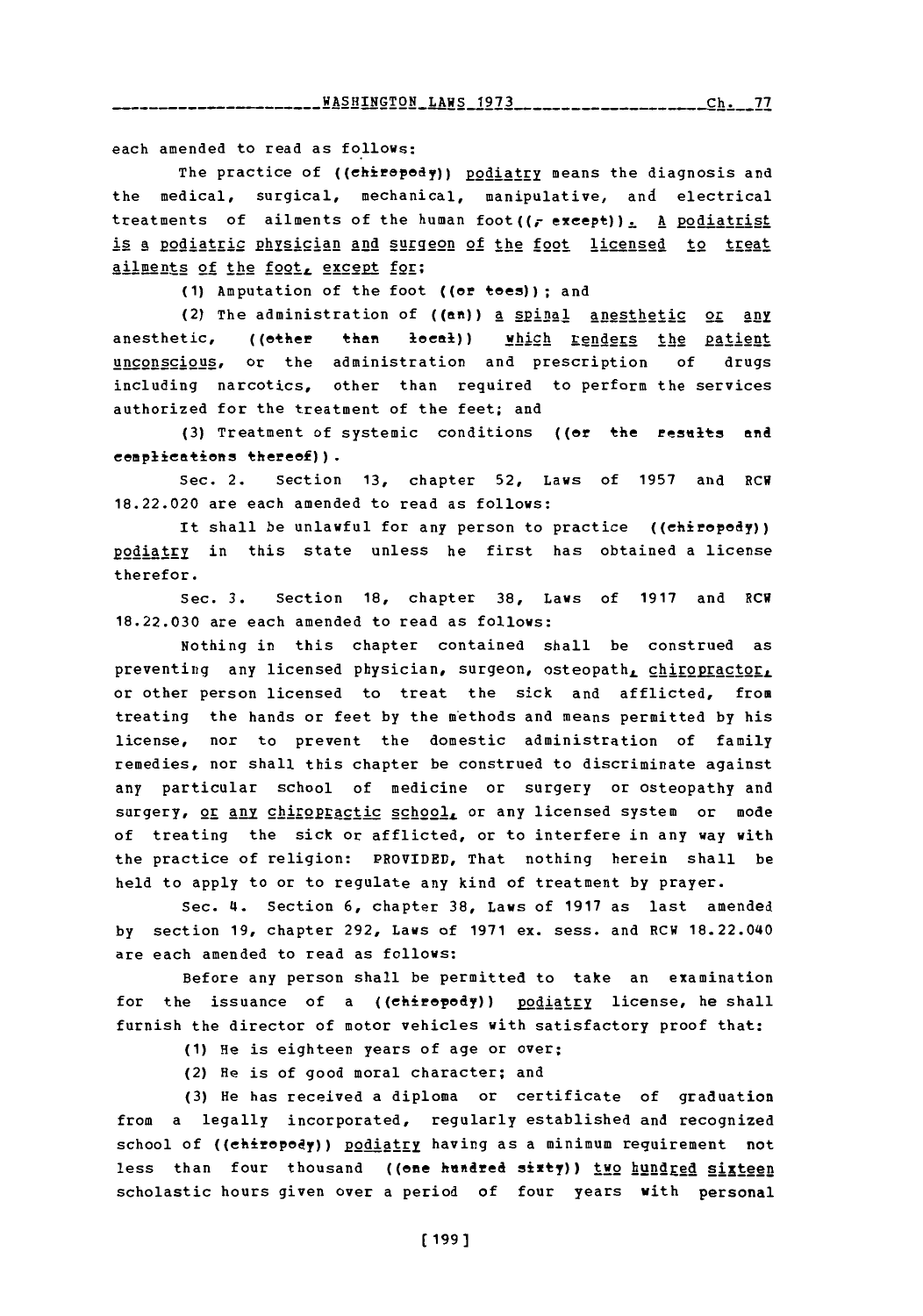each amended to read as follows:

The practice of ((chiropody)) podiatry means the diagnosis and the medical, surgical, mechanical, manipulative, and electrical treatments of ailments of the human foot((, except)). A podiatrist is a podiatric physician and surgeon of the foot licensed to treat ailments of the foot, except for:

(1) Amputation of the foot ((or toes)); and

(2) The administration of ((an)) a spinal anesthetic or any anesthetic, ((other than local)) which renders the patient unconscious, or the administration and prescription of drugs including narcotics, other than required to perform the services authorized for the treatment of the feet; and

(3) Treatment of systemic conditions ((or the results and complications thereof)).

Sec. 2. Section 13, chapter 52, Laws of 1957 and RCW 18.22.020 are each amended to read as follows:

It shall be unlawful for any person to practice ((chiropody)) podiatry in this state unless he first has obtained a license therefor.

Sec. 3. Section 18, chapter 38, Laws of 1917 and RCW 18.22.030 are each amended to read as follows:

Nothing in this chapter contained shall be construed as preventing any licensed physician, surgeon, osteopath, chiropractor, or other person licensed to treat the sick and afflicted, from treating the hands or feet by the methods and means permitted by his license, nor to prevent the domestic administration of family remedies, nor shall this chapter be construed to discriminate against any particular school of medicine or surgery or osteopathy and surgery, or any chiropractic school, or any licensed system or mode of treating the sick or afflicted, or to interfere in any way with the practice of religion: PROVIDED, That nothing herein shall be held to apply to or to regulate any kind of treatment by prayer.

Sec. 4. Section 6, chapter 38, Laws of 1917 as last amended by section 19, chapter 292, Laws of 1971 ex. sess. and RCW 18.22.040 are each amended to read as follows:

Before any person shall be permitted to take an examination for the issuance of a ((chiropody)) podiatry license, he shall furnish the director of motor vehicles with satisfactory proof that:

(1) He is eighteen years of age or over;

(2) He is of good moral character; and

(3) He has received a diploma or certificate of graduation from a legally incorporated, regularly established and recognized school of ((chiropody)) podiatry having as a minimum requirement not less than four thousand ((one hundred sixty)) two hundred sixteen scholastic hours given over a period of four years with personal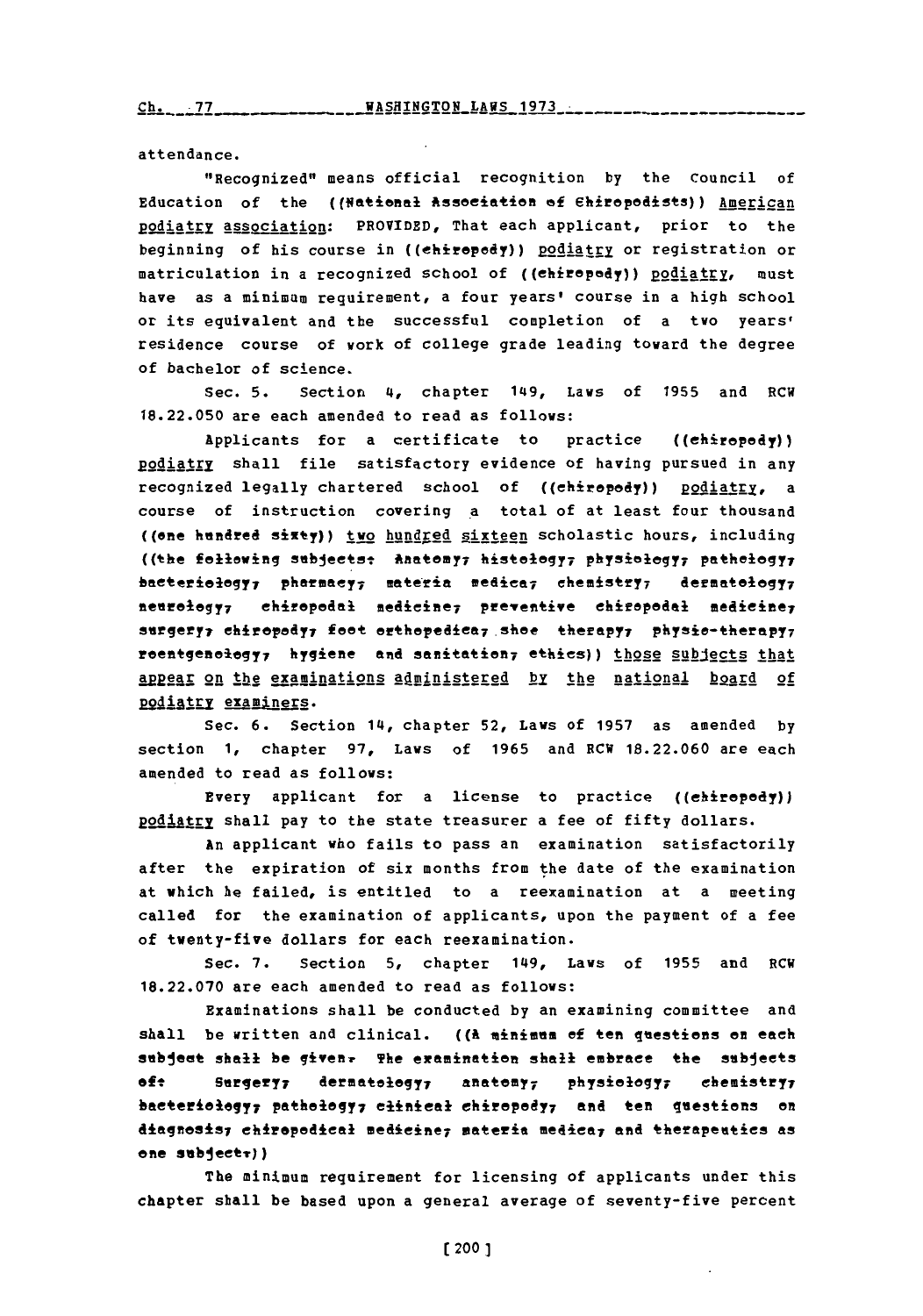attendance.

"Recognized" means official recognition by the Council of Education of the ((National Association of Chiropodists)) American podiatry association: PROVIDED, That each applicant, prior to the beginning of his course in ((chiropody)) podiatry or registration or matriculation in a recognized school of ((chiropody)) podiatry, must have as a minimum requirement, a four years' course in a high school or its equivalent and the successful completion of a two years' residence course of work of college grade leading toward the degree of bachelor of science.

Sec. 5. Section 4, chapter 149, Laws of 1955 and RCW 18.22.050 are each amended to read as follows:

Applicants for a certificate to practice ((chiropody)) podiatry shall file satisfactory evidence of having pursued in any recognized legally chartered school of ((chiropody)) podiatry, a course of instruction covering a total of at least four thousand ((one hundred sixty)) two hundred sixteen scholastic hours, including ((the following subjects: Anatomy, histology, physiology, pathology, bacteriology, pharmacy, materia medica, chemistry, dermatology, neurology, chiropodal medicine, preventive chiropodal medicine, surgery, chiropody, foot orthopedica, shoe therapy, physio-therapy, roentgenology, hygiene and sanitation, ethics)) those subjects that appear on the examinations administered by the national board of podiatry examiners.

Sec. 6. Section 14, chapter 52, Laws of 1957 as amended by section 1, chapter 97, Laws of 1965 and RCW 18.22.060 are each amended to read as follows:

Every applicant for a license to practice ((chiropody)) podiatry shall pay to the state treasurer a fee of fifty dollars.

An applicant who fails to pass an examination satisfactorily after the expiration of six months from the date of the examination at which he failed, is entitled to a reexamination at a meeting called for the examination of applicants, upon the payment of a fee of twenty-five dollars for each reexamination.

Sec. 7. Section 5, chapter 149, Laws of 1955 and RCW 18.22.070 are each amended to read as follows:

Examinations shall be conducted by an examining committee and shall be written and clinical. ((A minimum of ten questions on each subject shall be given. The examination shall embrace the subjects of: Surgery, dermatology, anatomy, physiology, chemistry, bacteriology, pathology, clinical chiropody, and ten questions on diagnosis, chiropodical medicine, materia medica, and therapeutics as one subject.))

The minimum requirement for licensing of applicants under this chapter shall be based upon a general average of seventy-five percent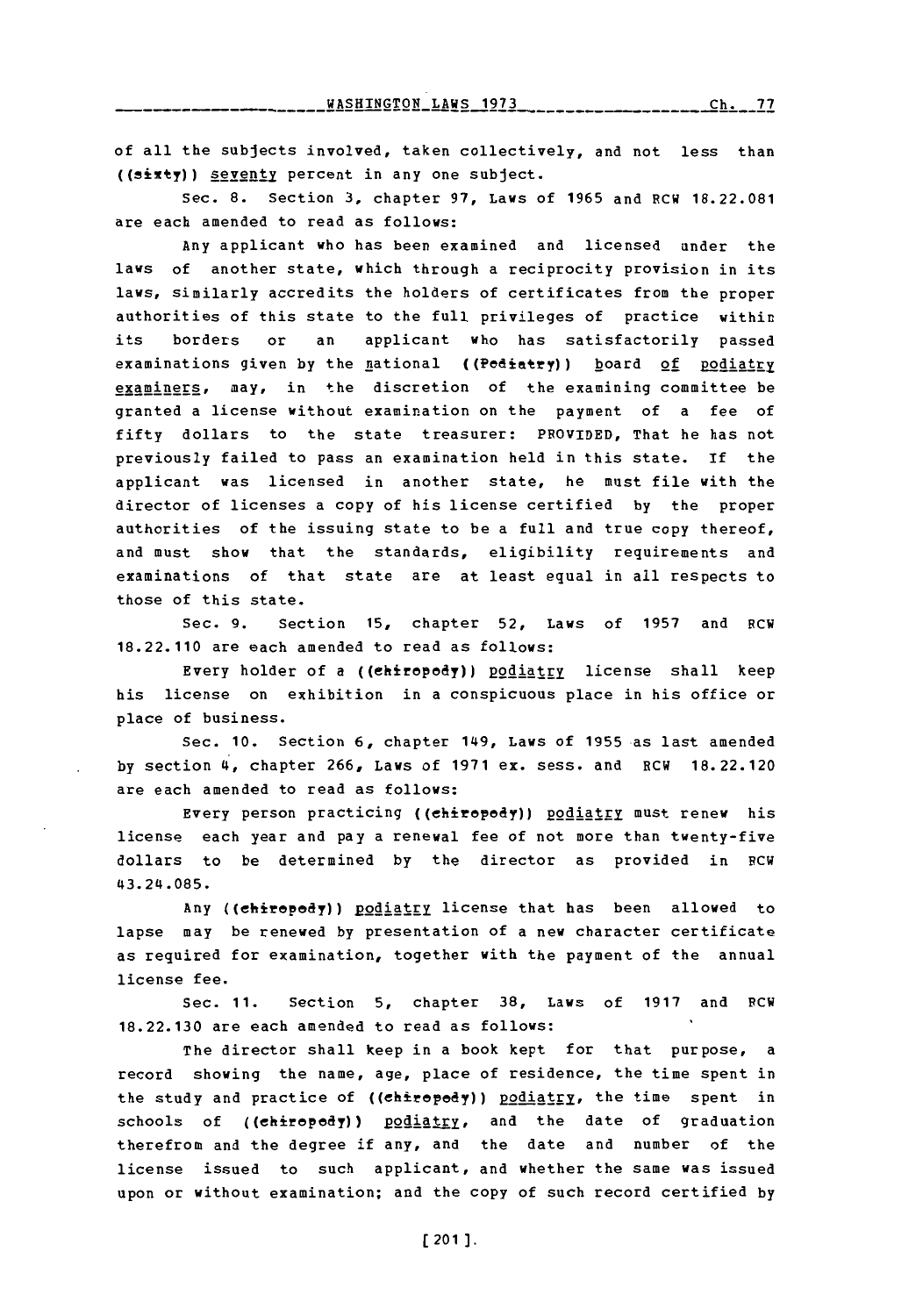of all the subjects involved, taken collectively, and not less than ((sixty)) seventy percent in any one subject.

Sec. 8. Section 3, chapter 97, Laws of 1965 and RCW 18.22.081 are each amended to read as follows:

Any applicant who has been examined and licensed under the laws of another state, which through a reciprocity provision in its laws, similarly accredits the holders of certificates from the proper authorities of this state to the full privileges of practice within its borders or an applicant who has satisfactorily passed examinations given by the national ((Pediatry)) board of podiatry examiners, may, in the discretion of the examining committee be granted a license without examination on the payment of a fee of fifty dollars to the state treasurer: PROVIDED, That he has not previously failed to pass an examination held in this state. If the applicant was licensed in another state, he must file with the director of licenses a copy of his license certified by the proper authorities of the issuing state to be a full and true copy thereof, and must show that the standards, eligibility requirements and examinations of that state are at least equal in all respects to those of this state.

Sec. 9. Section 15, chapter 52, Laws of 1957 and RCW 18.22.110 are each amended to read as follows:

Every holder of a ((chiropody)) podiatry license shall keep his license on exhibition in a conspicuous place in his office or place of business.

Sec. 10. Section 6, chapter 149, Laws of 1955 as last amended by section 4, chapter 266, Laws of 1971 ex. sess. and RCW 18.22.120 are each amended to read as follows:

Every person practicing ((chiropody)) podiatry must renew his license each year and pay a renewal fee of not more than twenty-five dollars to be determined by the director as provided in RCW 43.24.085.

Any ((chiropody)) podiatry license that has been allowed to lapse may be renewed by presentation of a new character certificate as required for examination, together with the payment of the annual license fee.

Sec. 11. Section 5, chapter 38, Laws of 1917 and RCW 18.22.130 are each amended to read as follows:

The director shall keep in a book kept for that purpose, a record showing the name, age, place of residence, the time spent in the study and practice of ((chiropody)) podiatry, the time spent in schools of ((chiropody)) podiatry, and the date of graduation therefrom and the degree if any, and the date and number of the license issued to such applicant, and whether the same was issued upon or without examination; and the copy of such record certified by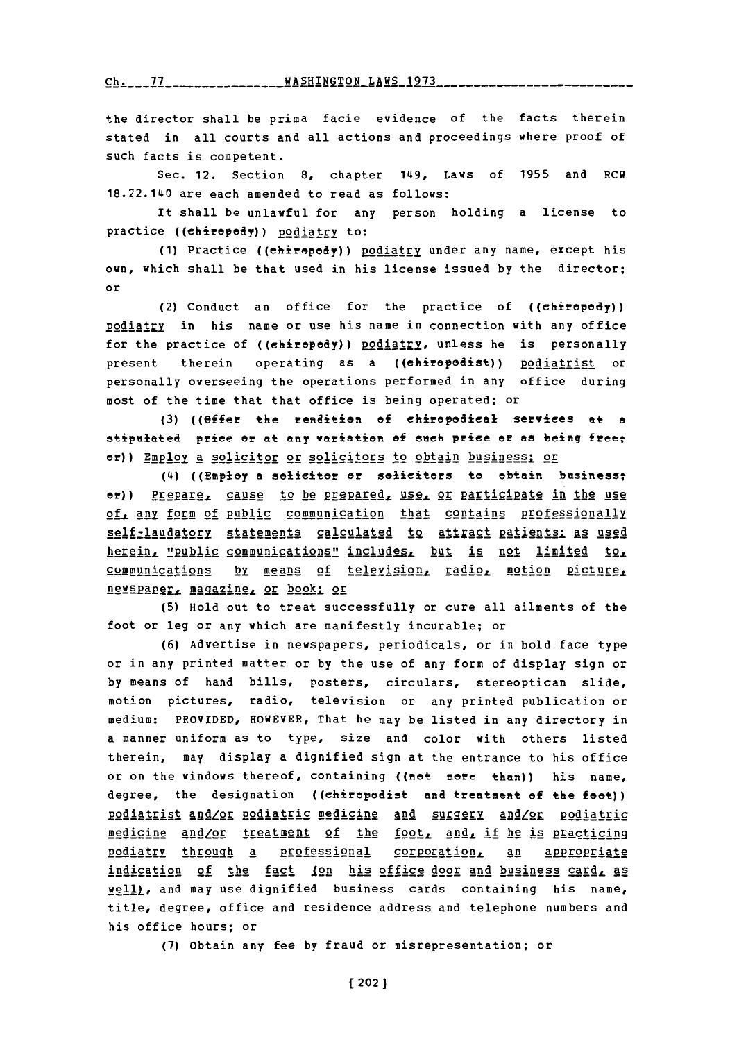the director shall be prima facie evidence of the facts therein stated in all courts and all actions and proceedings where proof of such facts is competent.

Sec. 12. Section 8, chapter 149, Laws of 1955 and RCW 18.22.140 are each amended to read as follows:

It shall be unlawful for any person holding a license to practice ((chiropody)) podiatry to:

(1) Practice ((chiropody)) podiatry under any name, except his own, which shall be that used in his license issued by the director; or

(2) Conduct an office for the practice of ((chiropody)) podiatry in his name or use his name in connection with any office for the practice of ((chiropody)) podiatry, unless he is personally present therein operating as a ((chiropodist)) podiatrist or personally overseeing the operations performed in any office during most of the time that that office is being operated; or

(3) ((Offer the rendition of chiropodical services at a stipulated price or at any variation of such price or as being free; or)) Employ a solicitor or solicitors to obtain business; or

(4) ((Employ a solicitor or solicitors to obtain business; or)) Prepare, cause to be prepared, use, or participate in the use of, any form of public communication that contains professionally self-laudatory statements calculated to attract patients; as used herein, "public communications" includes, but is not limited to, communications by means of television, radio, motion picture, newspaper, magazine, or book; or

(5) Hold out to treat successfully or cure all ailments of the foot or leg or any which are manifestly incurable; or

(6) Advertise in newspapers, periodicals, or in bold face type or in any printed matter or by the use of any form of display sign or by means of hand bills, posters, circulars, stereoptican slide, motion pictures, radio, television or any printed publication or medium: PROVIDED, HOWEVER, That he may be listed in any directory in a manner uniform as to type, size and color with others listed therein, may display a dignified sign at the entrance to his office or on the windows thereof, containing ((not more than)) his name, degree, the designation ((chiropodist and treatment of the foot)) podiatrist and/or podiatric medicine and surgery and/or podiatric medicine and/or treatment of the foot, and, if he is practicing podiatry through a professional corporation, an appropriate indication of the fact (on his office door and business card, as well), and may use dignified business cards containing his name, title, degree, office and residence address and telephone numbers and his office hours; or

(7) Obtain any fee by fraud or misrepresentation; or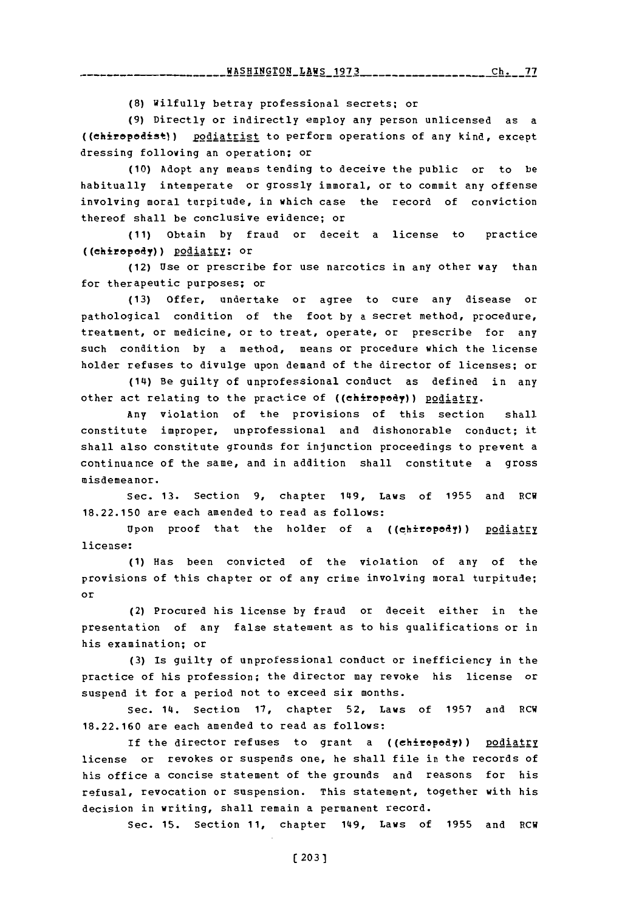(8) Wilfully betray professional secrets; or

(9) Directly or indirectly employ any person unlicensed as a ((chiropodist)) podiatrist to perform operations of any kind, except dressing following an operation; or

(10) Adopt any means tending to deceive the public or to be habitually intemperate or grossly immoral, or to commit any offense involving moral turpitude, in which case the record of conviction thereof shall be conclusive evidence; or

(11) Obtain by fraud or deceit a license to practice ((chiropody)) podiatry; or

(12) Use or prescribe for use narcotics in any other way than for therapeutic purposes; or

(13) Offer, undertake or agree to cure any disease or pathological condition of the foot by a secret method, procedure, treatment, or medicine, or to treat, operate, or prescribe for any such condition by a method, means or procedure which the license holder refuses to divulge upon demand of the director of licenses; or

(14) Be guilty of unprofessional conduct as defined in any other act relating to the practice of ((chiropody)) podiatry.

Any violation of the provisions of this section shall constitute improper, unprofessional and dishonorable conduct; it shall also constitute grounds for injunction proceedings to prevent a continuance of the same, and in addition shall constitute a gross misdemeanor.

Sec. 13. Section 9, chapter 149, Laws of 1955 and RCW 18.22.150 are each amended to read as follows:

Upon proof that the holder of a ((chiropody)) podiatry license:

(1) Has been convicted of the violation of any of the provisions of this chapter or of any crime involving moral turpitude; or

(2) Procured his license by fraud or deceit either in the presentation of any false statement as to his qualifications or in his examination; or

(3) Is guilty of unprofessional conduct or inefficiency in the practice of his profession; the director may revoke his license or suspend it for a period not to exceed six months.

Sec. 14. Section 17, chapter 52, Laws of 1957 and RCW 18.22.160 are each amended to read as follows:

If the director refuses to grant a ((chiropody)) podiatry license or revokes or suspends one, he shall file in the records of his office a concise statement of the grounds and reasons for his refusal, revocation or suspension. This statement, together with his decision in writing, shall remain a permanent record.

Sec. 15. Section 11, chapter 149, Laws of 1955 and RCW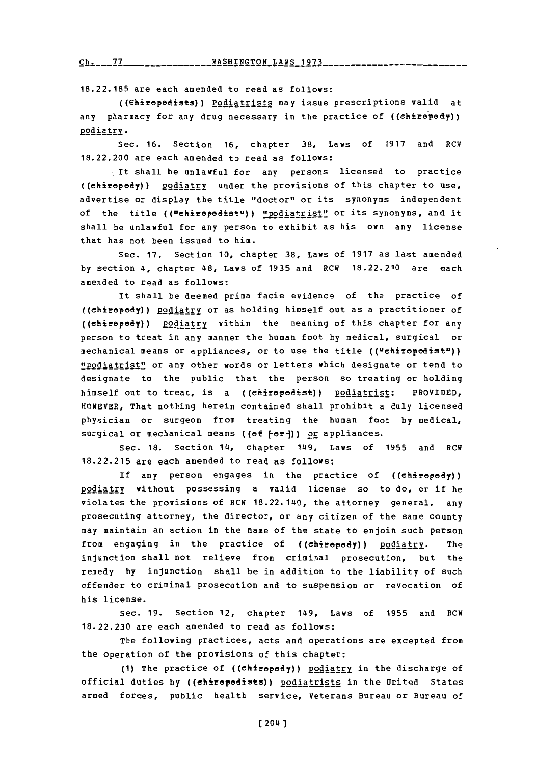18.22.185 are each amended to read as follows:

((Chiropodists)) Podiatrists may issue prescriptions valid at any pharmacy for any drug necessary in the practice of ((chiropody)) podiatry.

Sec. 16. Section 16, chapter 38, Laws of 1917 and RCW 18.22.200 are each amended to read as follows:

It shall be unlawful for any persons licensed to practice ((chiropody)) podiatry under the provisions of this chapter to use, advertise or display the title "doctor" or its synonyms independent of the title (("chiropodist")) "podiatrist" or its synonyms, and it shall be unlawful for any person to exhibit as his own any license that has not been issued to him.

Sec. 17. Section 10, chapter 38, Laws of 1917 as last amended by section 4, chapter 48, Laws of 1935 and RCW 18.22.210 are each amended to read as follows:

It shall be deemed prima facie evidence of the practice of ((chiropody)) podiatry or as holding himself out as a practitioner of ((chiropody)) podiatry within the meaning of this chapter for any person to treat in any manner the human foot by medical, surgical or mechanical means or appliances, or to use the title (("chiropodist")) "podiatrist" or any other words or letters which designate or tend to designate to the public that the person so treating or holding himself out to treat, is a ((chiropodist)) podiatrist: PROVIDED, HOWEVER, That nothing herein contained shall prohibit a duly licensed physician or surgeon from treating the human foot by medical, surgical or mechanical means ((of [or])) or appliances.

Sec. 18. Section 14, chapter 149, Laws of 1955 and RCW 18.22.215 are each amended to read as follows:

If any person engages in the practice of ((chiropody)) podiatry without possessing a valid license so to do, or if he violates the provisions of RCW 18.22.140, the attorney general, any prosecuting attorney, the director, or any citizen of the same county may maintain an action in the name of the state to enjoin such person from engaging in the practice of ((chiropody)) podiatry. The injunction shall not relieve from criminal prosecution, but the remedy by injunction shall be in addition to the liability of such offender to criminal prosecution and to suspension or revocation of his license.

Sec. 19. Section 12, chapter 149, Laws of 1955 and RCW 18.22.230 are each amended to read as follows:

The following practices, acts and operations are excepted from the operation of the provisions of this chapter:

(1) The practice of ((chiropody)) podiatry in the discharge of official duties by ((chiropodists)) podiatrists in the United States armed forces, public health service, Veterans Bureau or Bureau of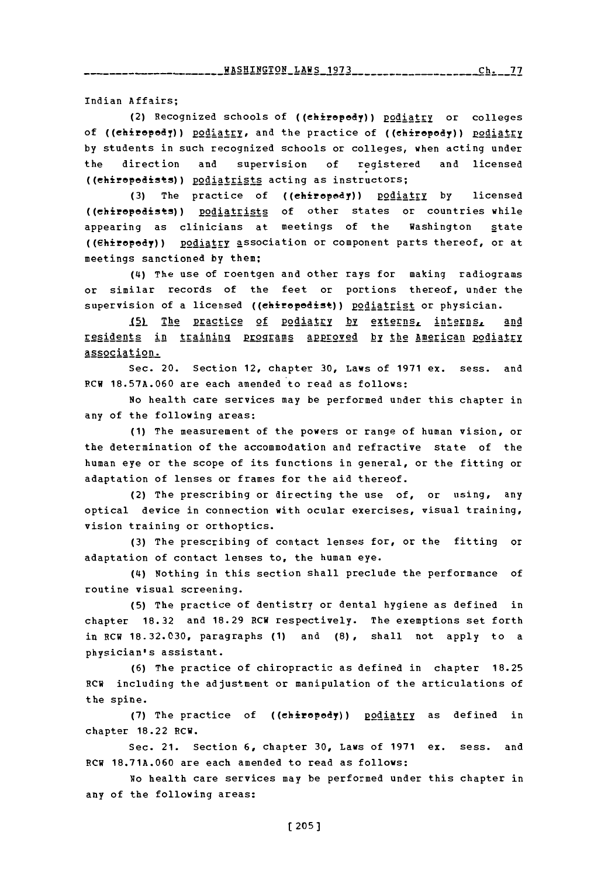Indian Affairs;

(2) Recognized schools of ((chiropody)) podiatry or colleges of ((chiropody)) podiatry, and the practice of ((chiropody)) podiatry by students in such recognized schools or colleges, when acting under the direction and supervision of registered and licensed ((chiropodists)) podiatrists acting as instructors;

(3) The practice of ((chiropody)) podiatry by licensed ((chiropodists)) podiatrists of other states or countries while appearing as clinicians at meetings of the Washington state ((Chiropody)) podiatry association or component parts thereof, or at meetings sanctioned by them;

(4) The use of roentgen and other rays for making radiograms or similar records of the feet or portions thereof, under the supervision of a licensed ((chiropodist)) podiatrist or physician.

(5) The practice of podiatry by externs, interns, and residents in training programs approved by the American podiatry association.

Sec. 20. Section 12, chapter 30, Laws of 1971 ex. sess. and RCW 18.57A.060 are each amended to read as follows:

No health care services may be performed under this chapter in any of the following areas:

(1) The measurement of the powers or range of human vision, or the determination of the accommodation and refractive state of the human eye or the scope of its functions in general, or the fitting or adaptation of lenses or frames for the aid thereof.

(2) The prescribing or directing the use of, or using, any optical device in connection with ocular exercises, visual training, vision training or orthoptics.

(3) The prescribing of contact lenses for, or the fitting or adaptation of contact lenses to, the human eye.

(4) Nothing in this section shall preclude the performance of routine visual screening.

(5) The practice of dentistry or dental hygiene as defined in chapter 18.32 and 18.29 RCW respectively. The exemptions set forth in RCW 18.32.030, paragraphs (1) and (8), shall not apply to a physician's assistant.

(6) The practice of chiropractic as defined in chapter 18.25 RCW including the adjustment or manipulation of the articulations of the spine.

(7) The practice of ((chiropody)) podiatry as defined in chapter 18.22 RCW.

Sec. 21. Section 6, chapter 30, Laws of 1971 ex. sess. and RCW 18.71A.060 are each amended to read as follows:

No health care services may be performed under this chapter in any of the following areas: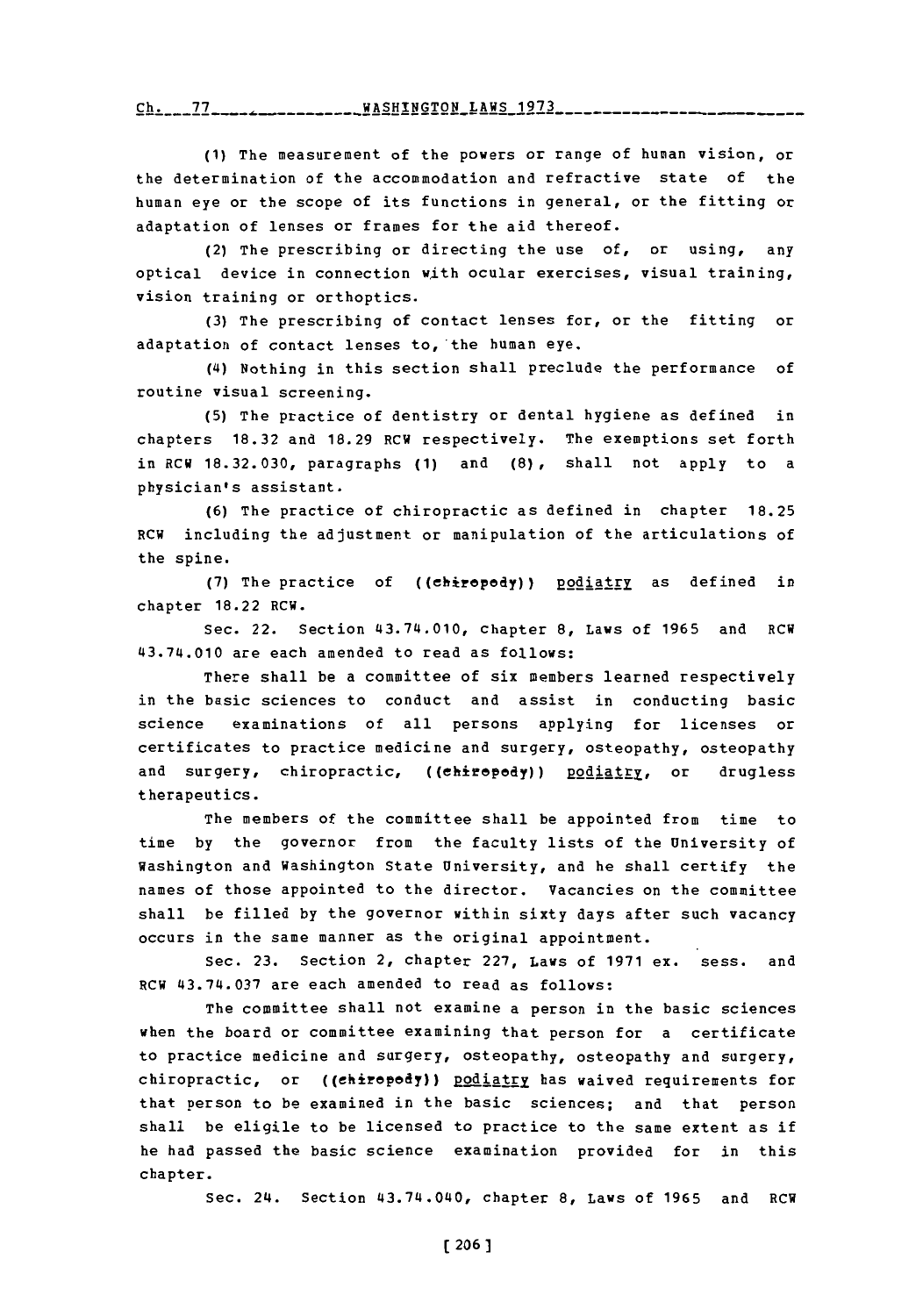(1) The measurement of the powers or range of human vision, or the determination of the accommodation and refractive state of the human eye or the scope of its functions in general, or the fitting or adaptation of lenses or frames for the aid thereof.

(2) The prescribing or directing the use of, or using, any optical device in connection with ocular exercises, visual training, vision training or orthoptics.

(3) The prescribing of contact lenses for, or the fitting or adaptation of contact lenses to, the human eye.

(4) Nothing in this section shall preclude the performance of routine visual screening.

(5) The practice of dentistry or dental hygiene as defined in chapters 18.32 and 18.29 RCW respectively. The exemptions set forth in RCW 18.32.030, paragraphs (1) and (8), shall not apply to a physician's assistant.

(6) The practice of chiropractic as defined in chapter 18.25 RCW including the adjustment or manipulation of the articulations of the spine.

(7) The practice of ((chiropody)) podiatry as defined in chapter 18.22 RCW.

Sec. 22. Section 43.74.010, chapter 8, Laws of 1965 and RCW 43.74.010 are each amended to read as follows:

There shall be a committee of six members learned respectively in the basic sciences to conduct and assist in conducting basic science examinations of all persons applying for licenses or certificates to practice medicine and surgery, osteopathy, osteopathy and surgery, chiropractic, ((chiropody)) podiatry, or drugless therapeutics.

The members of the committee shall be appointed from time to time by the governor from the faculty lists of the University of Washington and Washington State University, and he shall certify the names of those appointed to the director. Vacancies on the committee shall be filled by the governor within sixty days after such vacancy occurs in the same manner as the original appointment.

Sec. 23. Section 2, chapter 227, Laws of 1971 ex. sess. and RCW 43.74.037 are each amended to read as follows:

The committee shall not examine a person in the basic sciences when the board or committee examining that person for a certificate to practice medicine and surgery, osteopathy, osteopathy and surgery, chiropractic, or ((chiropody)) podiatry has waived requirements for that person to be examined in the basic sciences; and that person shall be eligile to be licensed to practice to the same extent as if he had passed the basic science examination provided for in this chapter.

Sec. 24. Section 43.74.040, chapter 8, Laws of 1965 and RCW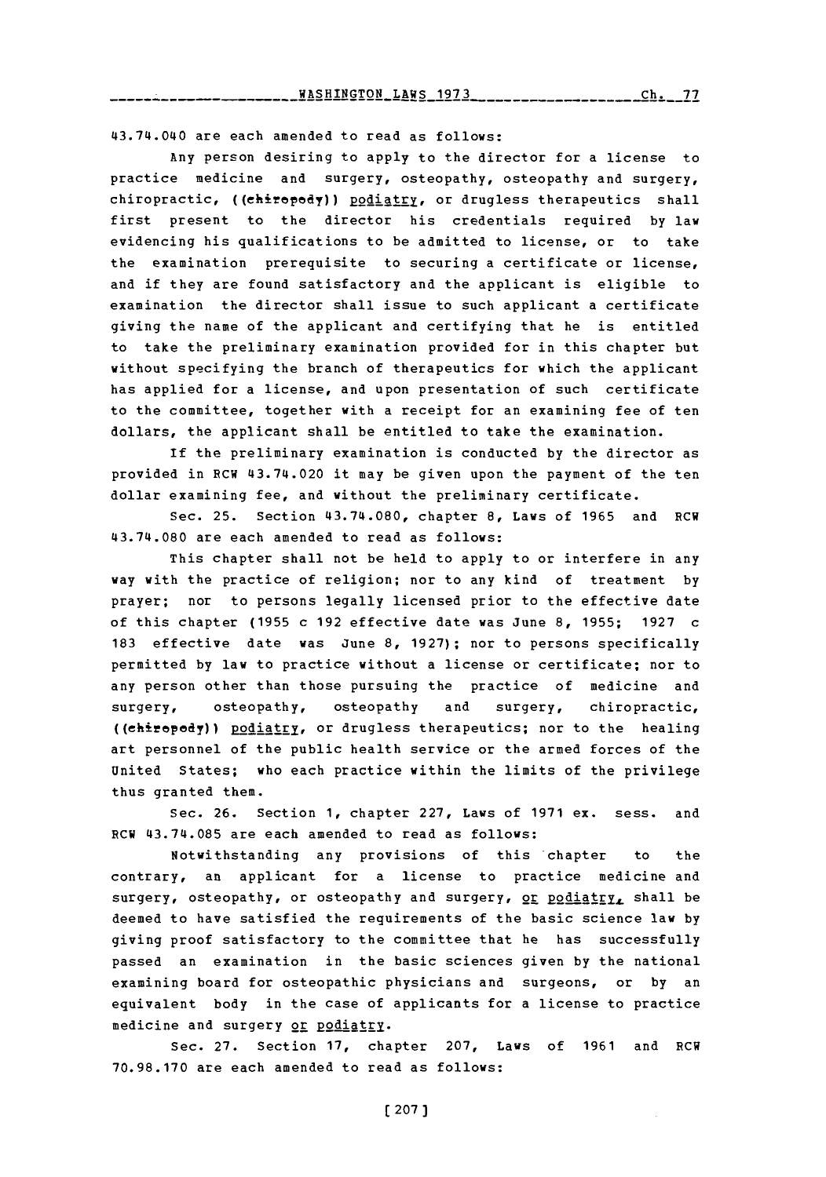43.74.040 are each amended to read as follows:

Any person desiring to apply to the director for a license to practice medicine and surgery, osteopathy, osteopathy and surgery, chiropractic, ((chiropody)) podiatry, or drugless therapeutics shall first present to the director his credentials required by law evidencing his qualifications to be admitted to license, or to take the examination prerequisite to securing a certificate or license, and if they are found satisfactory and the applicant is eligible to examination the director shall issue to such applicant a certificate giving the name of the applicant and certifying that he is entitled to take the preliminary examination provided for in this chapter but without specifying the branch of therapeutics for which the applicant has applied for a license, and upon presentation of such certificate to the committee, together with a receipt for an examining fee of ten dollars, the applicant shall be entitled to take the examination.

If the preliminary examination is conducted by the director as provided in RCW 43.74.020 it may be given upon the payment of the ten dollar examining fee, and without the preliminary certificate.

Sec. 25. Section 43.74.080, chapter 8, Laws of 1965 and RCW 43.74.080 are each amended to read as follows:

This chapter shall not be held to apply to or interfere in any way with the practice of religion; nor to any kind of treatment by prayer; nor to persons legally licensed prior to the effective date of this chapter (1955 c 192 effective date was June 8, 1955; 1927 c 183 effective date was June 8, 1927); nor to persons specifically permitted by law to practice without a license or certificate; nor to any person other than those pursuing the practice of medicine and surgery, osteopathy, osteopathy and surgery, chiropractic, ((chiropody)) podiatry, or drugless therapeutics; nor to the healing art personnel of the public health service or the armed forces of the United States; who each practice within the limits of the privilege thus granted them.

Sec. 26. Section 1, chapter 227, Laws of 1971 ex. sess. and RCW 43.74.085 are each amended to read as follows:

Notwithstanding any provisions of this chapter to the contrary, an applicant for a license to practice medicine and surgery, osteopathy, or osteopathy and surgery, or podiatry, shall be deemed to have satisfied the requirements of the basic science law by giving proof satisfactory to the committee that he has successfully passed an examination in the basic sciences given by the national examining board for osteopathic physicians and surgeons, or by an equivalent body in the case of applicants for a license to practice medicine and surgery or podiatry.

Sec. 27. Section 17, chapter 207, Laws of 1961 and RCW 70.98.170 are each amended to read as follows: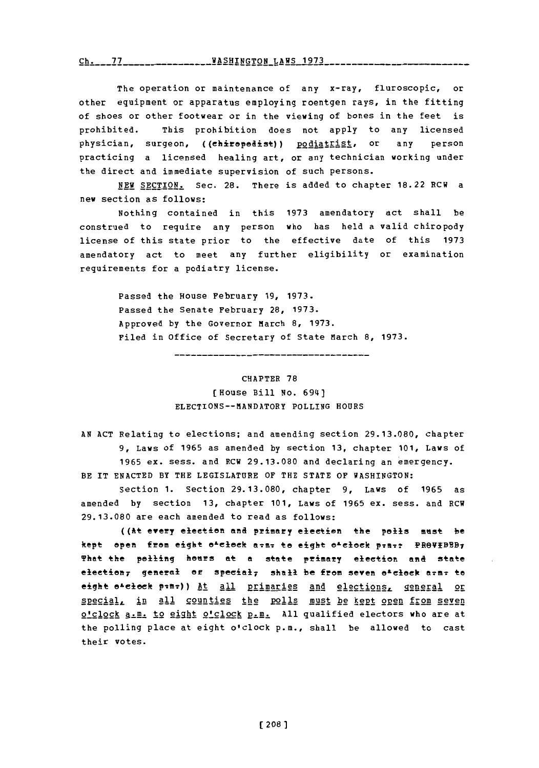The operation or maintenance of any x-ray, fluroscopic, or other equipment or apparatus employing roentgen rays, in the fitting of shoes or other footwear or in the viewing of bones in the feet is prohibited. This prohibition does not apply to any licensed physician, surgeon, ((chiropedist)) podiatrist, or any person practicing a licensed healing art, or any technician working under the direct and immediate supervision of such persons.

NEW SECTION. Sec. 28. There is added to chapter 18.22 RCW a new section as follows:

Nothing contained in this 1973 amendatory act shall be construed to require any person who has held a valid chiropody license of this state prior to the effective date of this 1973 amendatory act to meet any further eligibility or examination requirements for a podiatry license.

Passed the House February 19, 1973.
Passed the Senate February 28, 1973.
Approved by the Governor March 8, 1973.
Filed in Office of Secretary of State March 8, 1973.

---

CHAPTER 78
[House Bill No. 694]
ELECTIONS--MANDATORY POLLING HOURS

AN ACT Relating to elections; and amending section 29.13.080, chapter 9, Laws of 1965 as amended by section 13, chapter 101, Laws of 1965 ex. sess. and RCW 29.13.080 and declaring an emergency.

BE IT ENACTED BY THE LEGISLATURE OF THE STATE OF WASHINGTON:

Section 1. Section 29.13.080, chapter 9, Laws of 1965 as amended by section 13, chapter 101, Laws of 1965 ex. sess. and RCW 29.13.080 are each amended to read as follows:

((At every election and primary election the polls must be kept open from eight o'clock a.m. to eight o'clock p.m.: PROVIDED, That the polling hours at a state primary election and state election, general or special, shall be from seven o'clock a.m. to eight o'clock p.m.)) At all primaries and elections, general or special, in all counties the polls must be kept open from seven o'clock a.m. to eight o'clock p.m. All qualified electors who are at the polling place at eight o'clock p.m., shall be allowed to cast their votes.